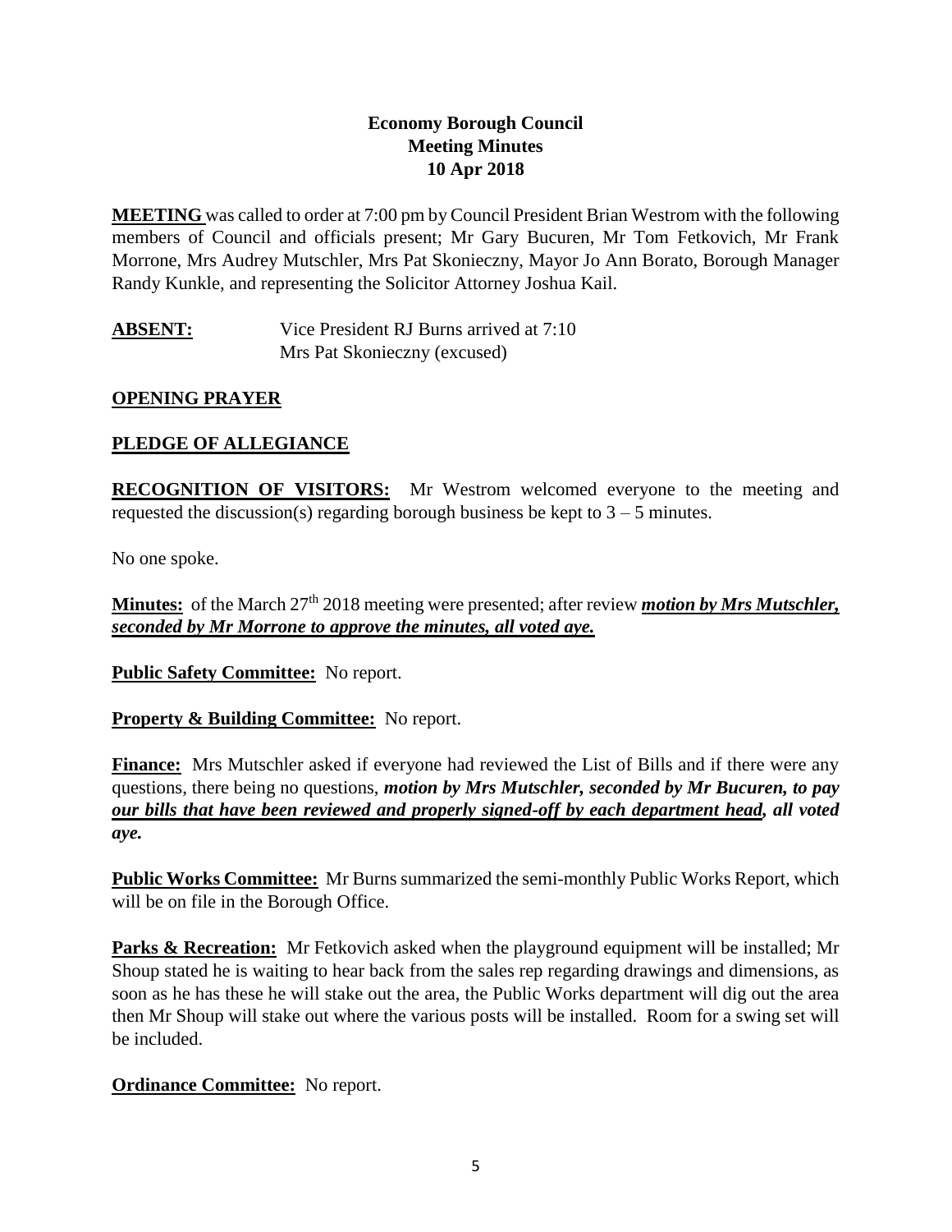**Economy Borough Council**
**Meeting Minutes**
**10 Apr 2018**

**MEETING** was called to order at 7:00 pm by Council President Brian Westrom with the following members of Council and officials present; Mr Gary Bucuren, Mr Tom Fetkovich, Mr Frank Morrone, Mrs Audrey Mutschler, Mrs Pat Skonieczny, Mayor Jo Ann Borato, Borough Manager Randy Kunkle, and representing the Solicitor Attorney Joshua Kail.

**ABSENT:** Vice President RJ Burns arrived at 7:10
Mrs Pat Skonieczny (excused)

**OPENING PRAYER**

**PLEDGE OF ALLEGIANCE**

**RECOGNITION OF VISITORS:** Mr Westrom welcomed everyone to the meeting and requested the discussion(s) regarding borough business be kept to 3 – 5 minutes.

No one spoke.

**Minutes:** of the March 27th 2018 meeting were presented; after review ***motion by Mrs Mutschler, seconded by Mr Morrone to approve the minutes, all voted aye.***

**Public Safety Committee:** No report.

**Property & Building Committee:** No report.

**Finance:** Mrs Mutschler asked if everyone had reviewed the List of Bills and if there were any questions, there being no questions, ***motion by Mrs Mutschler, seconded by Mr Bucuren, to pay our bills that have been reviewed and properly signed-off by each department head, all voted aye.***

**Public Works Committee:** Mr Burns summarized the semi-monthly Public Works Report, which will be on file in the Borough Office.

**Parks & Recreation:** Mr Fetkovich asked when the playground equipment will be installed; Mr Shoup stated he is waiting to hear back from the sales rep regarding drawings and dimensions, as soon as he has these he will stake out the area, the Public Works department will dig out the area then Mr Shoup will stake out where the various posts will be installed. Room for a swing set will be included.

**Ordinance Committee:** No report.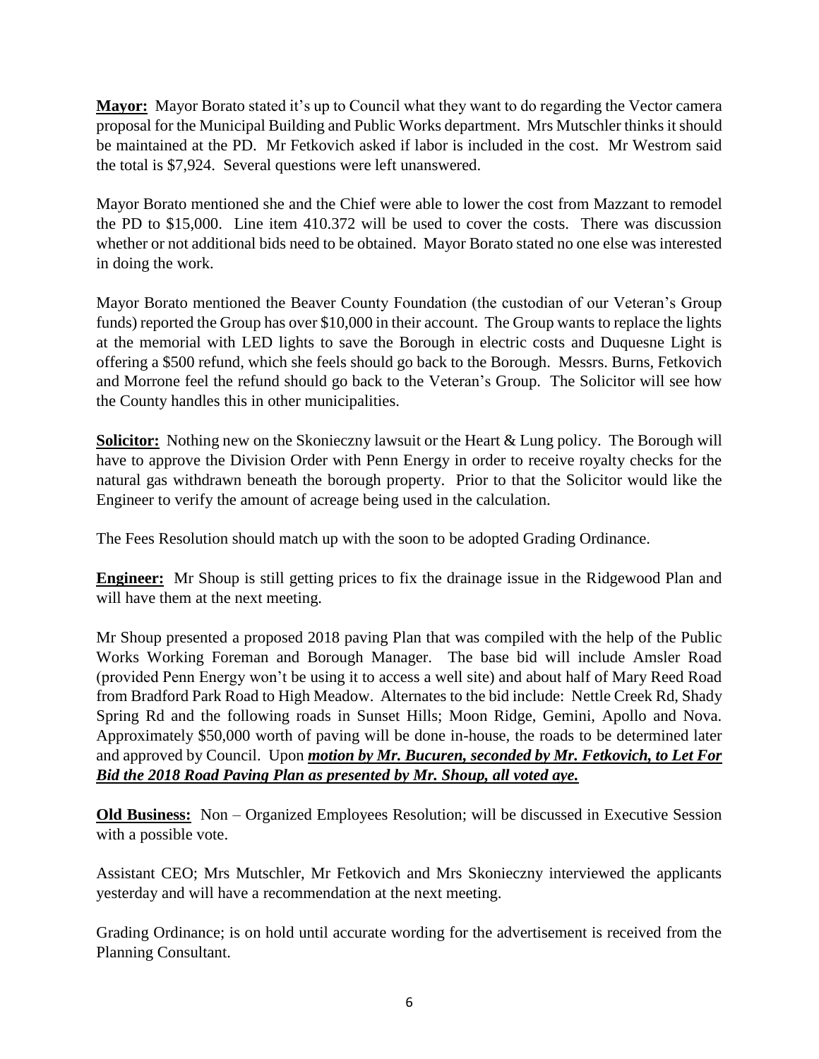**Mayor:** Mayor Borato stated it's up to Council what they want to do regarding the Vector camera proposal for the Municipal Building and Public Works department. Mrs Mutschler thinks it should be maintained at the PD. Mr Fetkovich asked if labor is included in the cost. Mr Westrom said the total is $7,924. Several questions were left unanswered.

Mayor Borato mentioned she and the Chief were able to lower the cost from Mazzant to remodel the PD to $15,000. Line item 410.372 will be used to cover the costs. There was discussion whether or not additional bids need to be obtained. Mayor Borato stated no one else was interested in doing the work.

Mayor Borato mentioned the Beaver County Foundation (the custodian of our Veteran's Group funds) reported the Group has over $10,000 in their account. The Group wants to replace the lights at the memorial with LED lights to save the Borough in electric costs and Duquesne Light is offering a $500 refund, which she feels should go back to the Borough. Messrs. Burns, Fetkovich and Morrone feel the refund should go back to the Veteran's Group. The Solicitor will see how the County handles this in other municipalities.

**Solicitor:** Nothing new on the Skonieczny lawsuit or the Heart & Lung policy. The Borough will have to approve the Division Order with Penn Energy in order to receive royalty checks for the natural gas withdrawn beneath the borough property. Prior to that the Solicitor would like the Engineer to verify the amount of acreage being used in the calculation.

The Fees Resolution should match up with the soon to be adopted Grading Ordinance.

**Engineer:** Mr Shoup is still getting prices to fix the drainage issue in the Ridgewood Plan and will have them at the next meeting.

Mr Shoup presented a proposed 2018 paving Plan that was compiled with the help of the Public Works Working Foreman and Borough Manager. The base bid will include Amsler Road (provided Penn Energy won't be using it to access a well site) and about half of Mary Reed Road from Bradford Park Road to High Meadow. Alternates to the bid include: Nettle Creek Rd, Shady Spring Rd and the following roads in Sunset Hills; Moon Ridge, Gemini, Apollo and Nova. Approximately $50,000 worth of paving will be done in-house, the roads to be determined later and approved by Council. Upon ***motion by Mr. Bucuren, seconded by Mr. Fetkovich, to Let For Bid the 2018 Road Paving Plan as presented by Mr. Shoup, all voted aye.***

**Old Business:** Non – Organized Employees Resolution; will be discussed in Executive Session with a possible vote.

Assistant CEO; Mrs Mutschler, Mr Fetkovich and Mrs Skonieczny interviewed the applicants yesterday and will have a recommendation at the next meeting.

Grading Ordinance; is on hold until accurate wording for the advertisement is received from the Planning Consultant.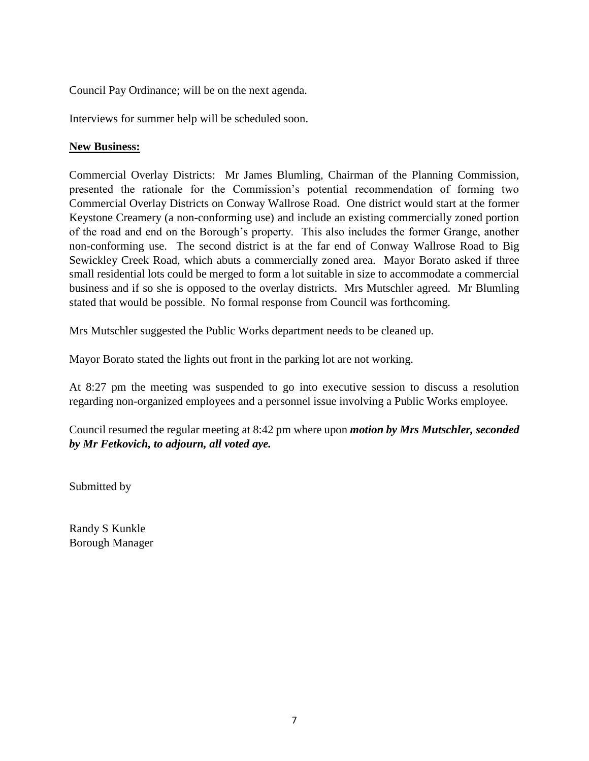Council Pay Ordinance; will be on the next agenda.

Interviews for summer help will be scheduled soon.

**New Business:**

Commercial Overlay Districts: Mr James Blumling, Chairman of the Planning Commission, presented the rationale for the Commission's potential recommendation of forming two Commercial Overlay Districts on Conway Wallrose Road. One district would start at the former Keystone Creamery (a non-conforming use) and include an existing commercially zoned portion of the road and end on the Borough's property. This also includes the former Grange, another non-conforming use. The second district is at the far end of Conway Wallrose Road to Big Sewickley Creek Road, which abuts a commercially zoned area. Mayor Borato asked if three small residential lots could be merged to form a lot suitable in size to accommodate a commercial business and if so she is opposed to the overlay districts. Mrs Mutschler agreed. Mr Blumling stated that would be possible. No formal response from Council was forthcoming.

Mrs Mutschler suggested the Public Works department needs to be cleaned up.

Mayor Borato stated the lights out front in the parking lot are not working.

At 8:27 pm the meeting was suspended to go into executive session to discuss a resolution regarding non-organized employees and a personnel issue involving a Public Works employee.

Council resumed the regular meeting at 8:42 pm where upon ***motion by Mrs Mutschler, seconded by Mr Fetkovich, to adjourn, all voted aye.***

Submitted by

Randy S Kunkle
Borough Manager